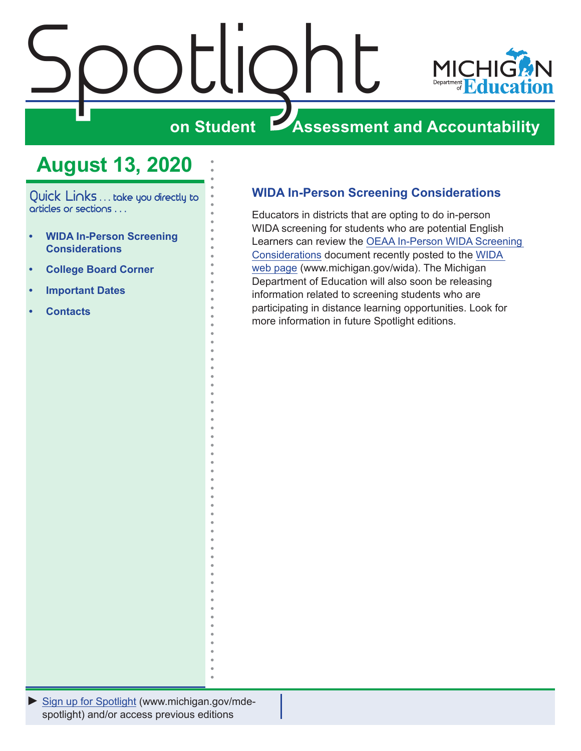# Spotlight on Student Assessment and Accountability

MICHIGAN Department of Education

## August 13, 2020

Quick Links . . . take you directly to articles or sections . . .

- **WIDA In-Person Screening Considerations**
- **College Board Corner**
- **Important Dates**
- **Contacts**

### WIDA In-Person Screening Considerations

Educators in districts that are opting to do in-person WIDA screening for students who are potential English Learners can review the OEAA In-Person WIDA Screening Considerations document recently posted to the WIDA web page (www.michigan.gov/wida). The Michigan Department of Education will also soon be releasing information related to screening students who are participating in distance learning opportunities. Look for more information in future Spotlight editions.

► Sign up for Spotlight (www.michigan.gov/mde-spotlight) and/or access previous editions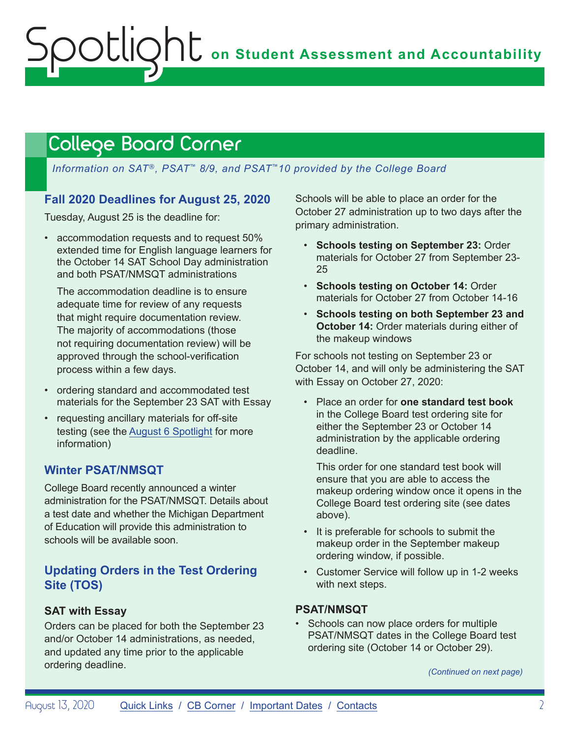## College Board Corner

*Information on SAT®, PSAT™ 8/9, and PSAT™10 provided by the College Board*

### Fall 2020 Deadlines for August 25, 2020

Tuesday, August 25 is the deadline for:

- accommodation requests and to request 50% extended time for English language learners for the October 14 SAT School Day administration and both PSAT/NMSQT administrations

  The accommodation deadline is to ensure adequate time for review of any requests that might require documentation review. The majority of accommodations (those not requiring documentation review) will be approved through the school-verification process within a few days.

- ordering standard and accommodated test materials for the September 23 SAT with Essay
- requesting ancillary materials for off-site testing (see the August 6 Spotlight for more information)

### Winter PSAT/NMSQT

College Board recently announced a winter administration for the PSAT/NMSQT. Details about a test date and whether the Michigan Department of Education will provide this administration to schools will be available soon.

### Updating Orders in the Test Ordering Site (TOS)

#### SAT with Essay

Orders can be placed for both the September 23 and/or October 14 administrations, as needed, and updated any time prior to the applicable ordering deadline.

Schools will be able to place an order for the October 27 administration up to two days after the primary administration.

- **Schools testing on September 23:** Order materials for October 27 from September 23-25
- **Schools testing on October 14:** Order materials for October 27 from October 14-16
- **Schools testing on both September 23 and October 14:** Order materials during either of the makeup windows

For schools not testing on September 23 or October 14, and will only be administering the SAT with Essay on October 27, 2020:

- Place an order for **one standard test book** in the College Board test ordering site for either the September 23 or October 14 administration by the applicable ordering deadline.

  This order for one standard test book will ensure that you are able to access the makeup ordering window once it opens in the College Board test ordering site (see dates above).

- It is preferable for schools to submit the makeup order in the September makeup ordering window, if possible.
- Customer Service will follow up in 1-2 weeks with next steps.

#### PSAT/NMSQT

- Schools can now place orders for multiple PSAT/NMSQT dates in the College Board test ordering site (October 14 or October 29).

*(Continued on next page)*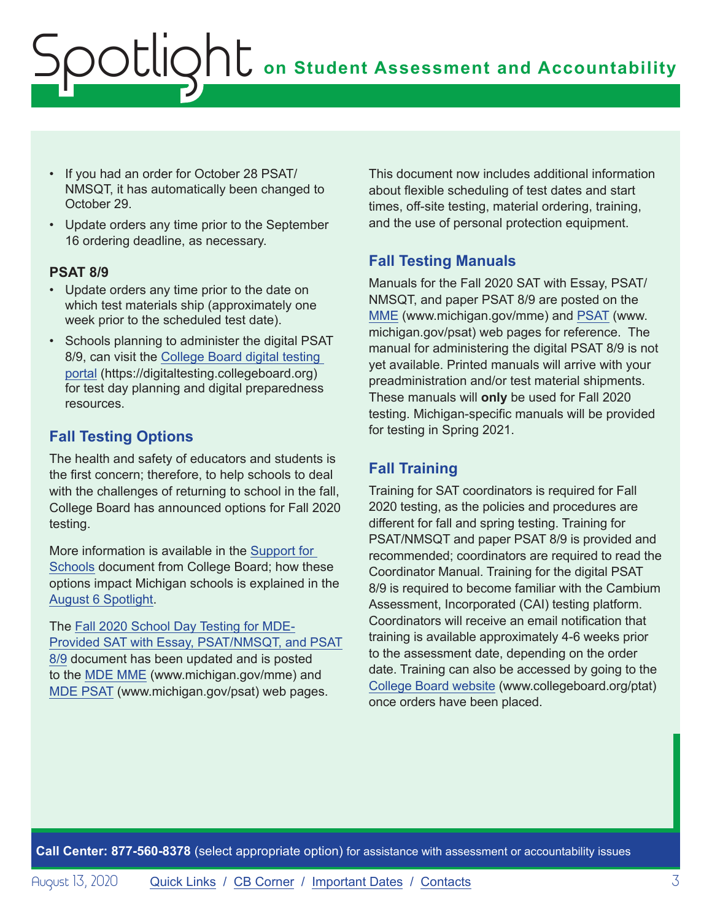- If you had an order for October 28 PSAT/NMSQT, it has automatically been changed to October 29.
- Update orders any time prior to the September 16 ordering deadline, as necessary.

**PSAT 8/9**

- Update orders any time prior to the date on which test materials ship (approximately one week prior to the scheduled test date).
- Schools planning to administer the digital PSAT 8/9, can visit the College Board digital testing portal (https://digitaltesting.collegeboard.org) for test day planning and digital preparedness resources.

## Fall Testing Options

The health and safety of educators and students is the first concern; therefore, to help schools to deal with the challenges of returning to school in the fall, College Board has announced options for Fall 2020 testing.

More information is available in the Support for Schools document from College Board; how these options impact Michigan schools is explained in the August 6 Spotlight.

The Fall 2020 School Day Testing for MDE-Provided SAT with Essay, PSAT/NMSQT, and PSAT 8/9 document has been updated and is posted to the MDE MME (www.michigan.gov/mme) and MDE PSAT (www.michigan.gov/psat) web pages. This document now includes additional information about flexible scheduling of test dates and start times, off-site testing, material ordering, training, and the use of personal protection equipment.

## Fall Testing Manuals

Manuals for the Fall 2020 SAT with Essay, PSAT/NMSQT, and paper PSAT 8/9 are posted on the MME (www.michigan.gov/mme) and PSAT (www.michigan.gov/psat) web pages for reference. The manual for administering the digital PSAT 8/9 is not yet available. Printed manuals will arrive with your preadministration and/or test material shipments. These manuals will **only** be used for Fall 2020 testing. Michigan-specific manuals will be provided for testing in Spring 2021.

## Fall Training

Training for SAT coordinators is required for Fall 2020 testing, as the policies and procedures are different for fall and spring testing. Training for PSAT/NMSQT and paper PSAT 8/9 is provided and recommended; coordinators are required to read the Coordinator Manual. Training for the digital PSAT 8/9 is required to become familiar with the Cambium Assessment, Incorporated (CAI) testing platform. Coordinators will receive an email notification that training is available approximately 4-6 weeks prior to the assessment date, depending on the order date. Training can also be accessed by going to the College Board website (www.collegeboard.org/ptat) once orders have been placed.

**Call Center: 877-560-8378** (select appropriate option) for assistance with assessment or accountability issues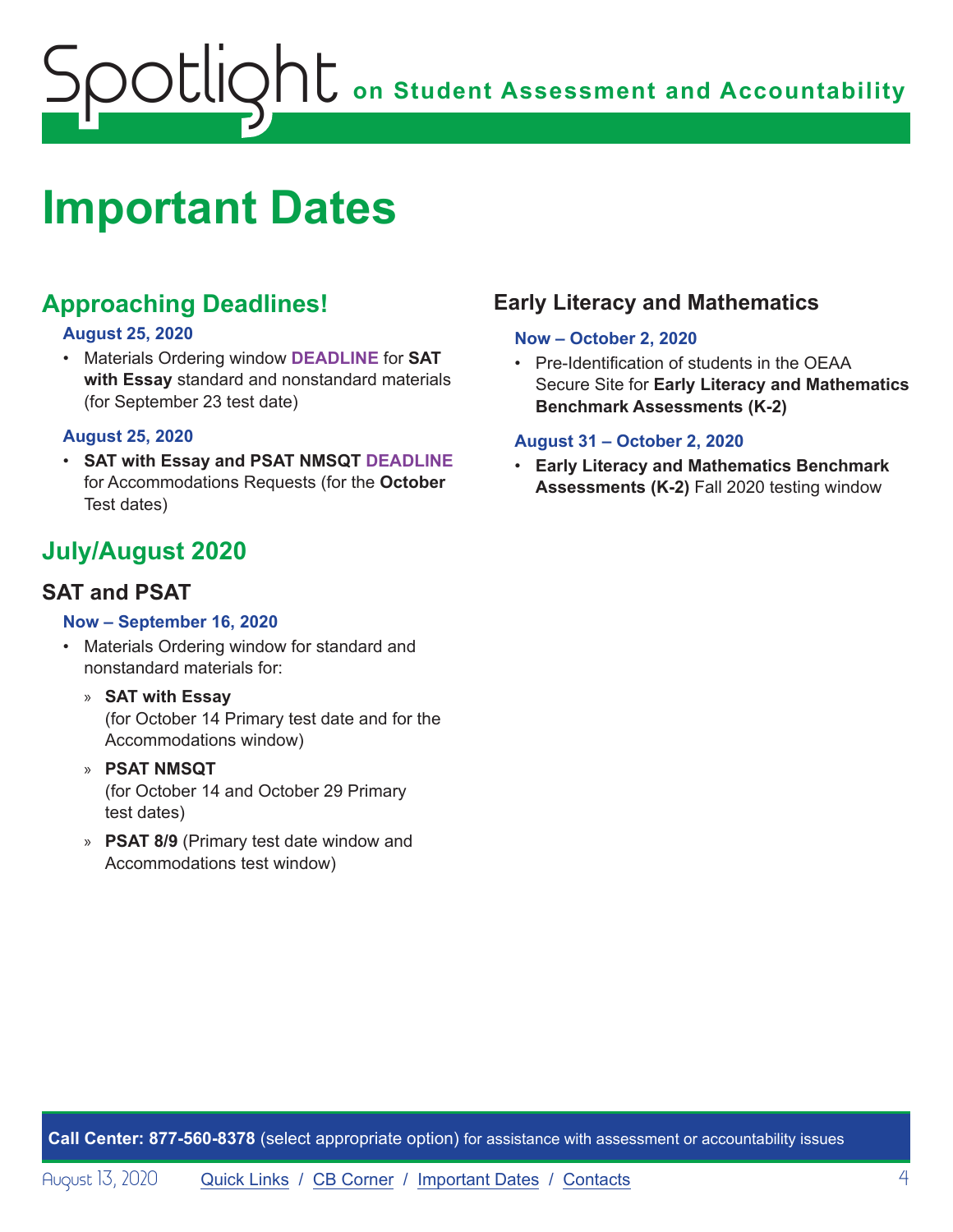# Important Dates

## Approaching Deadlines!

**August 25, 2020**

- Materials Ordering window **DEADLINE** for **SAT with Essay** standard and nonstandard materials (for September 23 test date)

**August 25, 2020**

- **SAT with Essay and PSAT NMSQT DEADLINE** for Accommodations Requests (for the **October** Test dates)

## July/August 2020

### SAT and PSAT

**Now – September 16, 2020**

- Materials Ordering window for standard and nonstandard materials for:
  - **SAT with Essay** (for October 14 Primary test date and for the Accommodations window)
  - **PSAT NMSQT** (for October 14 and October 29 Primary test dates)
  - **PSAT 8/9** (Primary test date window and Accommodations test window)

### Early Literacy and Mathematics

**Now – October 2, 2020**

- Pre-Identification of students in the OEAA Secure Site for **Early Literacy and Mathematics Benchmark Assessments (K-2)**

**August 31 – October 2, 2020**

- **Early Literacy and Mathematics Benchmark Assessments (K-2)** Fall 2020 testing window

**Call Center: 877-560-8378** (select appropriate option) for assistance with assessment or accountability issues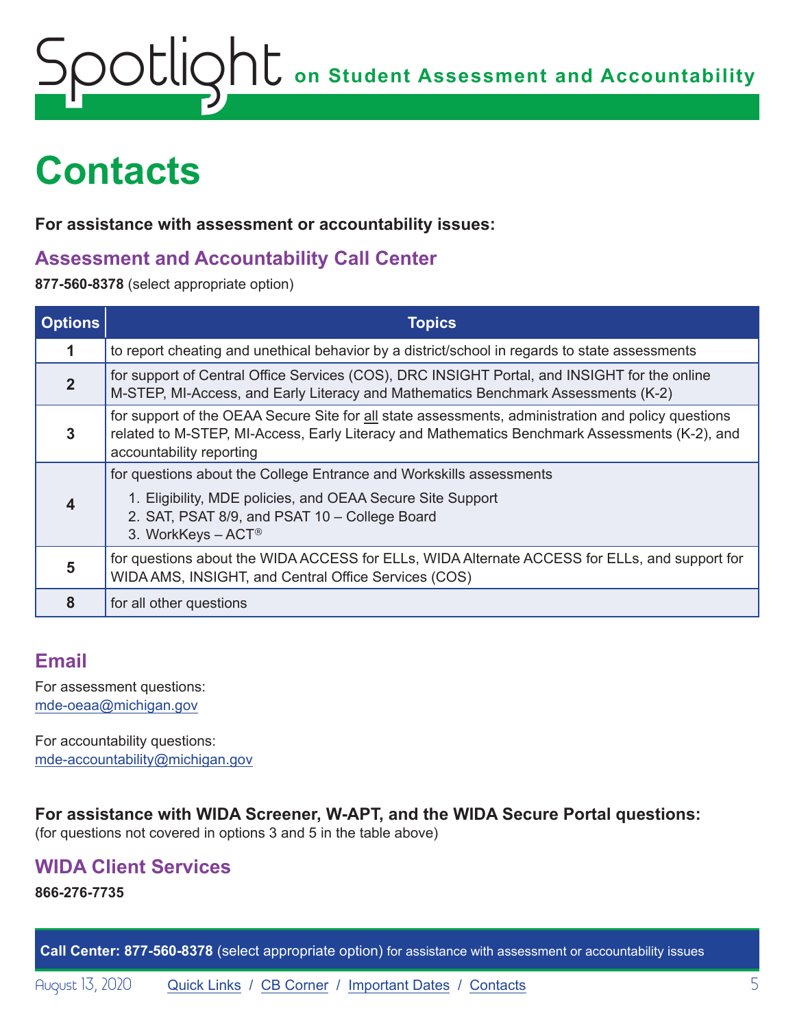# Contacts

**For assistance with assessment or accountability issues:**

## Assessment and Accountability Call Center

**877-560-8378** (select appropriate option)

| Options | Topics |
|---|---|
| 1 | to report cheating and unethical behavior by a district/school in regards to state assessments |
| 2 | for support of Central Office Services (COS), DRC INSIGHT Portal, and INSIGHT for the online M-STEP, MI-Access, and Early Literacy and Mathematics Benchmark Assessments (K-2) |
| 3 | for support of the OEAA Secure Site for all state assessments, administration and policy questions related to M-STEP, MI-Access, Early Literacy and Mathematics Benchmark Assessments (K-2), and accountability reporting |
| 4 | for questions about the College Entrance and Workskills assessments<br>1. Eligibility, MDE policies, and OEAA Secure Site Support<br>2. SAT, PSAT 8/9, and PSAT 10 – College Board<br>3. WorkKeys – ACT® |
| 5 | for questions about the WIDA ACCESS for ELLs, WIDA Alternate ACCESS for ELLs, and support for WIDA AMS, INSIGHT, and Central Office Services (COS) |
| 8 | for all other questions |

## Email

For assessment questions:
mde-oeaa@michigan.gov

For accountability questions:
mde-accountability@michigan.gov

**For assistance with WIDA Screener, W-APT, and the WIDA Secure Portal questions:**
(for questions not covered in options 3 and 5 in the table above)

## WIDA Client Services

**866-276-7735**

**Call Center: 877-560-8378** (select appropriate option) for assistance with assessment or accountability issues